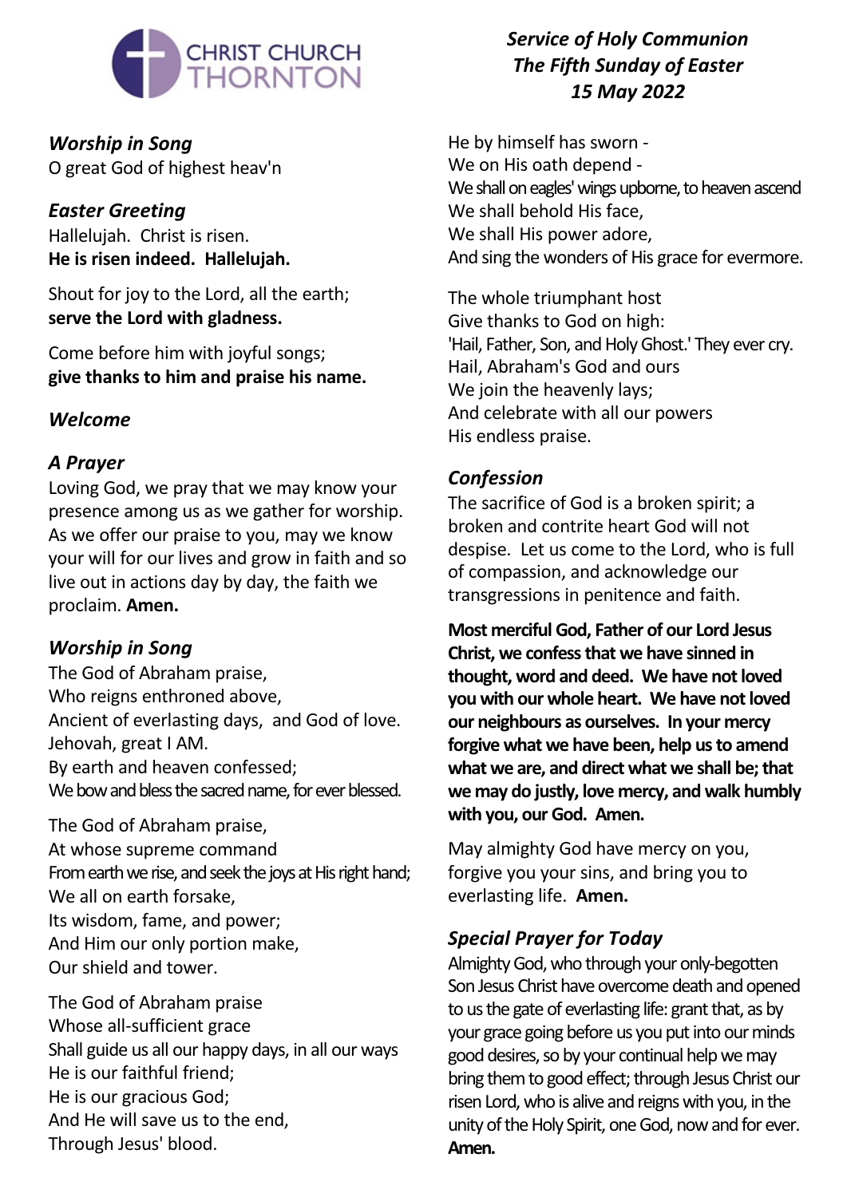CHRIST CHURCH THORNTON

# *Service of Holy Communion*
## *The Fifth Sunday of Easter*
## *15 May 2022*

### *Worship in Song*
O great God of highest heav'n

### *Easter Greeting*
Hallelujah. Christ is risen.
**He is risen indeed. Hallelujah.**

Shout for joy to the Lord, all the earth;
**serve the Lord with gladness.**

Come before him with joyful songs;
**give thanks to him and praise his name.**

### *Welcome*

### *A Prayer*
Loving God, we pray that we may know your presence among us as we gather for worship. As we offer our praise to you, may we know your will for our lives and grow in faith and so live out in actions day by day, the faith we proclaim. **Amen.**

### *Worship in Song*
The God of Abraham praise,
Who reigns enthroned above,
Ancient of everlasting days, and God of love.
Jehovah, great I AM.
By earth and heaven confessed;
We bow and bless the sacred name, for ever blessed.

The God of Abraham praise,
At whose supreme command
From earth we rise, and seek the joys at His right hand;
We all on earth forsake,
Its wisdom, fame, and power;
And Him our only portion make,
Our shield and tower.

The God of Abraham praise
Whose all-sufficient grace
Shall guide us all our happy days, in all our ways
He is our faithful friend;
He is our gracious God;
And He will save us to the end,
Through Jesus' blood.

He by himself has sworn -
We on His oath depend -
We shall on eagles' wings upborne, to heaven ascend
We shall behold His face,
We shall His power adore,
And sing the wonders of His grace for evermore.

The whole triumphant host
Give thanks to God on high:
'Hail, Father, Son, and Holy Ghost.' They ever cry.
Hail, Abraham's God and ours
We join the heavenly lays;
And celebrate with all our powers
His endless praise.

### *Confession*
The sacrifice of God is a broken spirit; a broken and contrite heart God will not despise. Let us come to the Lord, who is full of compassion, and acknowledge our transgressions in penitence and faith.

**Most merciful God, Father of our Lord Jesus Christ, we confess that we have sinned in thought, word and deed. We have not loved you with our whole heart. We have not loved our neighbours as ourselves. In your mercy forgive what we have been, help us to amend what we are, and direct what we shall be; that we may do justly, love mercy, and walk humbly with you, our God. Amen.**

May almighty God have mercy on you, forgive you your sins, and bring you to everlasting life. **Amen.**

### *Special Prayer for Today*
Almighty God, who through your only-begotten Son Jesus Christ have overcome death and opened to us the gate of everlasting life: grant that, as by your grace going before us you put into our minds good desires, so by your continual help we may bring them to good effect; through Jesus Christ our risen Lord, who is alive and reigns with you, in the unity of the Holy Spirit, one God, now and for ever. **Amen.**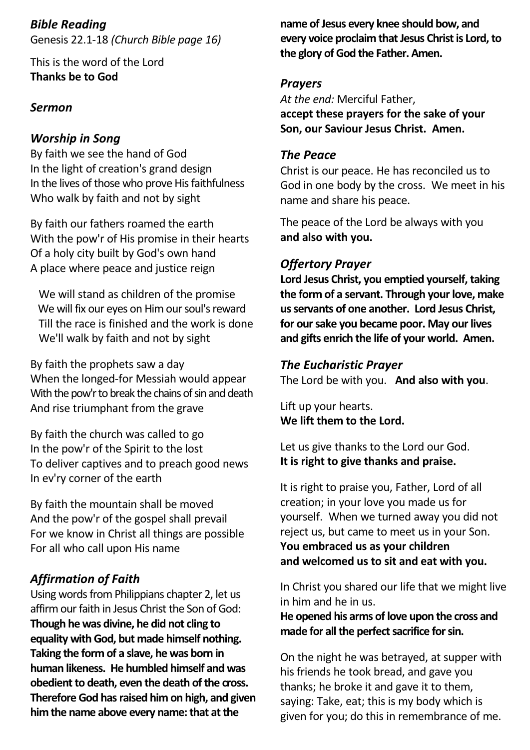*Bible Reading*
Genesis 22.1-18 *(Church Bible page 16)*

This is the word of the Lord
**Thanks be to God**

*Sermon*

*Worship in Song*

By faith we see the hand of God
In the light of creation's grand design
In the lives of those who prove His faithfulness
Who walk by faith and not by sight

By faith our fathers roamed the earth
With the pow'r of His promise in their hearts
Of a holy city built by God's own hand
A place where peace and justice reign

We will stand as children of the promise
We will fix our eyes on Him our soul's reward
Till the race is finished and the work is done
We'll walk by faith and not by sight

By faith the prophets saw a day
When the longed-for Messiah would appear
With the pow'r to break the chains of sin and death
And rise triumphant from the grave

By faith the church was called to go
In the pow'r of the Spirit to the lost
To deliver captives and to preach good news
In ev'ry corner of the earth

By faith the mountain shall be moved
And the pow'r of the gospel shall prevail
For we know in Christ all things are possible
For all who call upon His name

*Affirmation of Faith*

Using words from Philippians chapter 2, let us affirm our faith in Jesus Christ the Son of God:
**Though he was divine, he did not cling to equality with God, but made himself nothing. Taking the form of a slave, he was born in human likeness. He humbled himself and was obedient to death, even the death of the cross. Therefore God has raised him on high, and given him the name above every name: that at the name of Jesus every knee should bow, and every voice proclaim that Jesus Christ is Lord, to the glory of God the Father. Amen.**

*Prayers*

*At the end:* Merciful Father,
**accept these prayers for the sake of your Son, our Saviour Jesus Christ. Amen.**

*The Peace*

Christ is our peace. He has reconciled us to God in one body by the cross. We meet in his name and share his peace.

The peace of the Lord be always with you
**and also with you.**

*Offertory Prayer*

**Lord Jesus Christ, you emptied yourself, taking the form of a servant. Through your love, make us servants of one another. Lord Jesus Christ, for our sake you became poor. May our lives and gifts enrich the life of your world. Amen.**

*The Eucharistic Prayer*

The Lord be with you. **And also with you**.

Lift up your hearts.
**We lift them to the Lord.**

Let us give thanks to the Lord our God.
**It is right to give thanks and praise.**

It is right to praise you, Father, Lord of all creation; in your love you made us for yourself. When we turned away you did not reject us, but came to meet us in your Son.
**You embraced us as your children and welcomed us to sit and eat with you.**

In Christ you shared our life that we might live in him and he in us.
**He opened his arms of love upon the cross and made for all the perfect sacrifice for sin.**

On the night he was betrayed, at supper with his friends he took bread, and gave you thanks; he broke it and gave it to them, saying: Take, eat; this is my body which is given for you; do this in remembrance of me.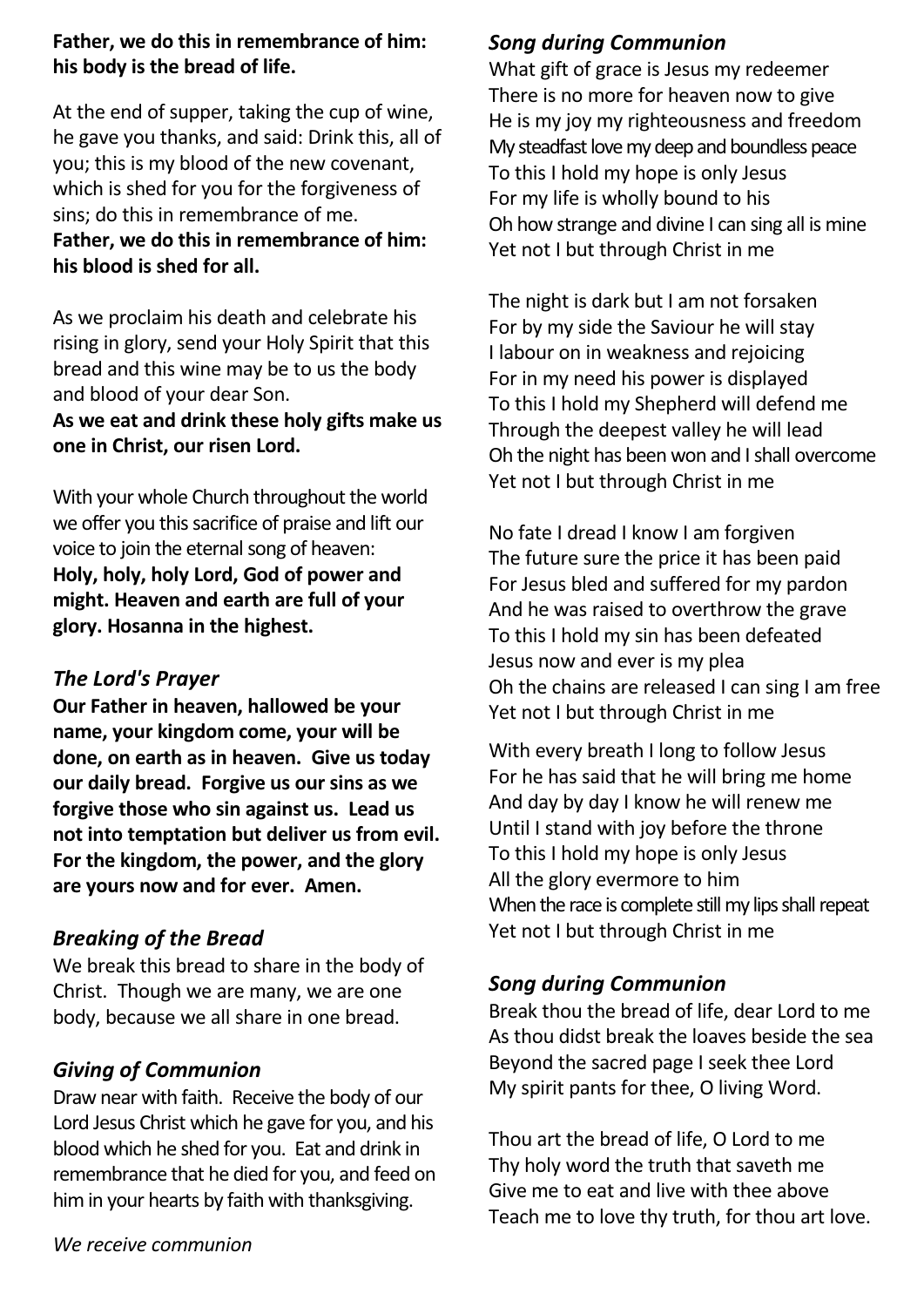**Father, we do this in remembrance of him: his body is the bread of life.**

At the end of supper, taking the cup of wine, he gave you thanks, and said: Drink this, all of you; this is my blood of the new covenant, which is shed for you for the forgiveness of sins; do this in remembrance of me.
**Father, we do this in remembrance of him: his blood is shed for all.**

As we proclaim his death and celebrate his rising in glory, send your Holy Spirit that this bread and this wine may be to us the body and blood of your dear Son.
**As we eat and drink these holy gifts make us one in Christ, our risen Lord.**

With your whole Church throughout the world we offer you this sacrifice of praise and lift our voice to join the eternal song of heaven:
**Holy, holy, holy Lord, God of power and might. Heaven and earth are full of your glory. Hosanna in the highest.**

### *The Lord's Prayer*

**Our Father in heaven, hallowed be your name, your kingdom come, your will be done, on earth as in heaven. Give us today our daily bread. Forgive us our sins as we forgive those who sin against us. Lead us not into temptation but deliver us from evil. For the kingdom, the power, and the glory are yours now and for ever. Amen.**

### *Breaking of the Bread*

We break this bread to share in the body of Christ. Though we are many, we are one body, because we all share in one bread.

### *Giving of Communion*

Draw near with faith. Receive the body of our Lord Jesus Christ which he gave for you, and his blood which he shed for you. Eat and drink in remembrance that he died for you, and feed on him in your hearts by faith with thanksgiving.

*We receive communion*

### *Song during Communion*

What gift of grace is Jesus my redeemer
There is no more for heaven now to give
He is my joy my righteousness and freedom
My steadfast love my deep and boundless peace
To this I hold my hope is only Jesus
For my life is wholly bound to his
Oh how strange and divine I can sing all is mine
Yet not I but through Christ in me

The night is dark but I am not forsaken
For by my side the Saviour he will stay
I labour on in weakness and rejoicing
For in my need his power is displayed
To this I hold my Shepherd will defend me
Through the deepest valley he will lead
Oh the night has been won and I shall overcome
Yet not I but through Christ in me

No fate I dread I know I am forgiven
The future sure the price it has been paid
For Jesus bled and suffered for my pardon
And he was raised to overthrow the grave
To this I hold my sin has been defeated
Jesus now and ever is my plea
Oh the chains are released I can sing I am free
Yet not I but through Christ in me

With every breath I long to follow Jesus
For he has said that he will bring me home
And day by day I know he will renew me
Until I stand with joy before the throne
To this I hold my hope is only Jesus
All the glory evermore to him
When the race is complete still my lips shall repeat
Yet not I but through Christ in me

### *Song during Communion*

Break thou the bread of life, dear Lord to me
As thou didst break the loaves beside the sea
Beyond the sacred page I seek thee Lord
My spirit pants for thee, O living Word.

Thou art the bread of life, O Lord to me
Thy holy word the truth that saveth me
Give me to eat and live with thee above
Teach me to love thy truth, for thou art love.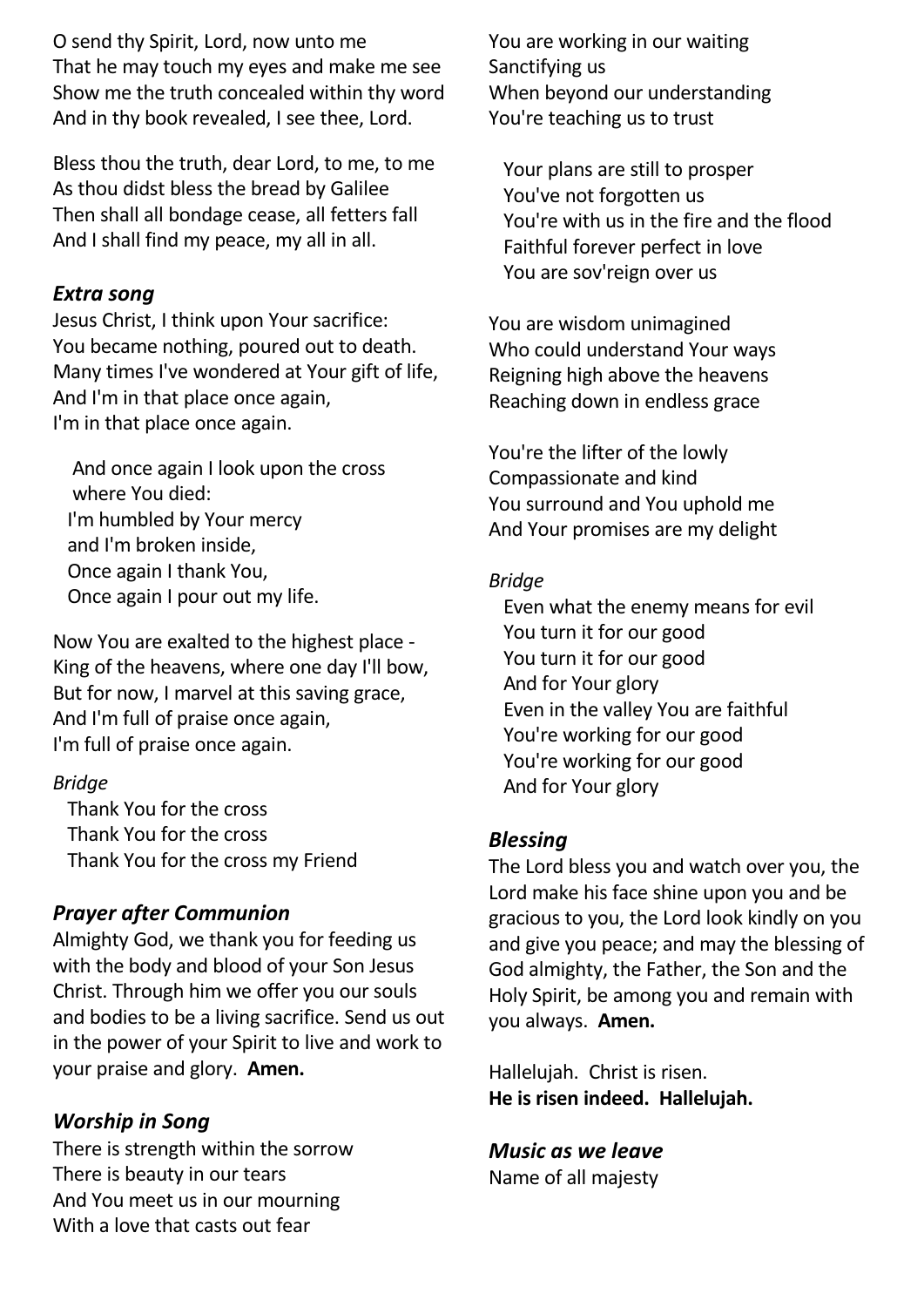O send thy Spirit, Lord, now unto me
That he may touch my eyes and make me see
Show me the truth concealed within thy word
And in thy book revealed, I see thee, Lord.

Bless thou the truth, dear Lord, to me, to me
As thou didst bless the bread by Galilee
Then shall all bondage cease, all fetters fall
And I shall find my peace, my all in all.

### *Extra song*

Jesus Christ, I think upon Your sacrifice:
You became nothing, poured out to death.
Many times I've wondered at Your gift of life,
And I'm in that place once again,
I'm in that place once again.

And once again I look upon the cross
where You died:
I'm humbled by Your mercy
and I'm broken inside,
Once again I thank You,
Once again I pour out my life.

Now You are exalted to the highest place -
King of the heavens, where one day I'll bow,
But for now, I marvel at this saving grace,
And I'm full of praise once again,
I'm full of praise once again.

*Bridge*

Thank You for the cross
Thank You for the cross
Thank You for the cross my Friend

### *Prayer after Communion*

Almighty God, we thank you for feeding us with the body and blood of your Son Jesus Christ. Through him we offer you our souls and bodies to be a living sacrifice. Send us out in the power of your Spirit to live and work to your praise and glory. **Amen.**

### *Worship in Song*

There is strength within the sorrow
There is beauty in our tears
And You meet us in our mourning
With a love that casts out fear

You are working in our waiting
Sanctifying us
When beyond our understanding
You're teaching us to trust

Your plans are still to prosper
You've not forgotten us
You're with us in the fire and the flood
Faithful forever perfect in love
You are sov'reign over us

You are wisdom unimagined
Who could understand Your ways
Reigning high above the heavens
Reaching down in endless grace

You're the lifter of the lowly
Compassionate and kind
You surround and You uphold me
And Your promises are my delight

*Bridge*

Even what the enemy means for evil
You turn it for our good
You turn it for our good
And for Your glory
Even in the valley You are faithful
You're working for our good
You're working for our good
And for Your glory

### *Blessing*

The Lord bless you and watch over you, the Lord make his face shine upon you and be gracious to you, the Lord look kindly on you and give you peace; and may the blessing of God almighty, the Father, the Son and the Holy Spirit, be among you and remain with you always. **Amen.**

Hallelujah. Christ is risen.
**He is risen indeed. Hallelujah.**

### *Music as we leave*

Name of all majesty